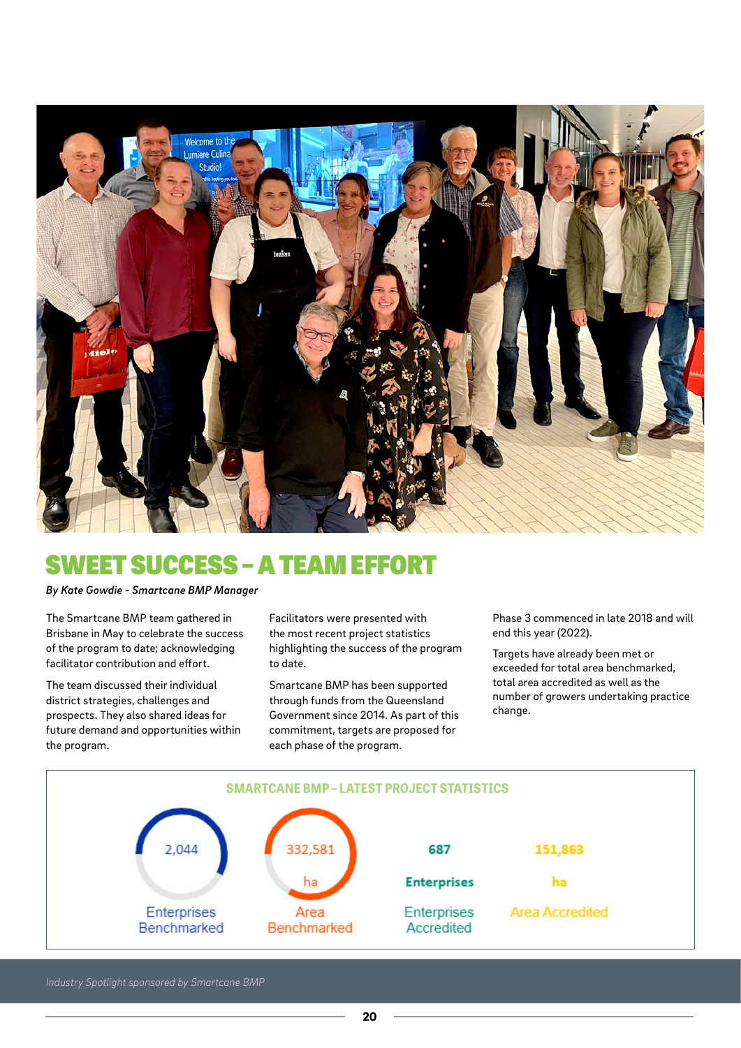# SWEET SUCCESS – A TEAM EFFORT

*By Kate Gowdie - Smartcane BMP Manager*

The Smartcane BMP team gathered in Brisbane in May to celebrate the success of the program to date; acknowledging facilitator contribution and effort.

The team discussed their individual district strategies, challenges and prospects. They also shared ideas for future demand and opportunities within the program.

Facilitators were presented with the most recent project statistics highlighting the success of the program to date.

Smartcane BMP has been supported through funds from the Queensland Government since 2014. As part of this commitment, targets are proposed for each phase of the program.

Phase 3 commenced in late 2018 and will end this year (2022).

Targets have already been met or exceeded for total area benchmarked, total area accredited as well as the number of growers undertaking practice change.

## SMARTCANE BMP – LATEST PROJECT STATISTICS

| Enterprises Benchmarked | Area Benchmarked | Enterprises Accredited | Area Accredited |
|---|---|---|---|
| 2,044 | 332,581 ha | 687 Enterprises | 151,863 ha |

*Industry Spotlight sponsored by Smartcane BMP*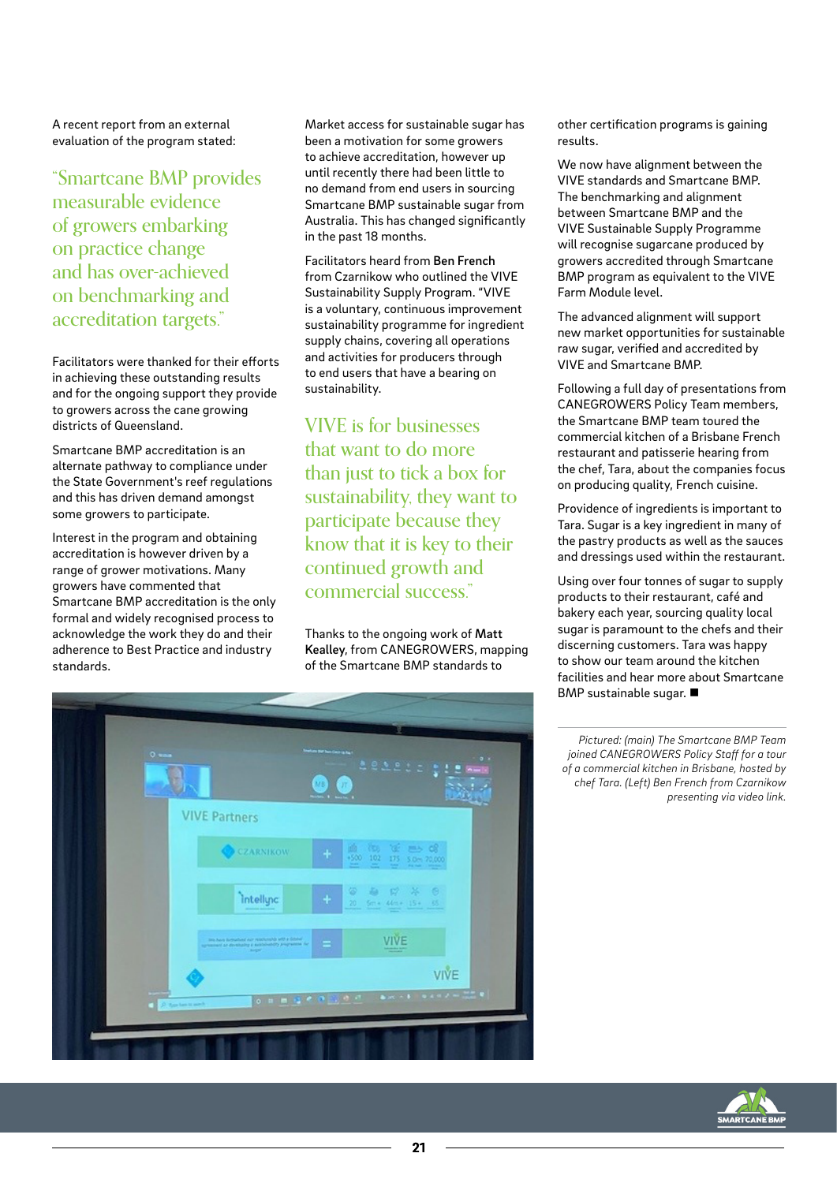A recent report from an external evaluation of the program stated:

> "Smartcane BMP provides measurable evidence of growers embarking on practice change and has over-achieved on benchmarking and accreditation targets."

Facilitators were thanked for their efforts in achieving these outstanding results and for the ongoing support they provide to growers across the cane growing districts of Queensland.

Smartcane BMP accreditation is an alternate pathway to compliance under the State Government's reef regulations and this has driven demand amongst some growers to participate.

Interest in the program and obtaining accreditation is however driven by a range of grower motivations. Many growers have commented that Smartcane BMP accreditation is the only formal and widely recognised process to acknowledge the work they do and their adherence to Best Practice and industry standards.

Market access for sustainable sugar has been a motivation for some growers to achieve accreditation, however up until recently there had been little to no demand from end users in sourcing Smartcane BMP sustainable sugar from Australia. This has changed significantly in the past 18 months.

Facilitators heard from **Ben French** from Czarnikow who outlined the VIVE Sustainability Supply Program. "VIVE is a voluntary, continuous improvement sustainability programme for ingredient supply chains, covering all operations and activities for producers through to end users that have a bearing on sustainability.

> VIVE is for businesses that want to do more than just to tick a box for sustainability, they want to participate because they know that it is key to their continued growth and commercial success."

Thanks to the ongoing work of **Matt Kealley**, from CANEGROWERS, mapping of the Smartcane BMP standards to other certification programs is gaining results.

We now have alignment between the VIVE standards and Smartcane BMP. The benchmarking and alignment between Smartcane BMP and the VIVE Sustainable Supply Programme will recognise sugarcane produced by growers accredited through Smartcane BMP program as equivalent to the VIVE Farm Module level.

The advanced alignment will support new market opportunities for sustainable raw sugar, verified and accredited by VIVE and Smartcane BMP.

Following a full day of presentations from CANEGROWERS Policy Team members, the Smartcane BMP team toured the commercial kitchen of a Brisbane French restaurant and patisserie hearing from the chef, Tara, about the companies focus on producing quality, French cuisine.

Providence of ingredients is important to Tara. Sugar is a key ingredient in many of the pastry products as well as the sauces and dressings used within the restaurant.

Using over four tonnes of sugar to supply products to their restaurant, café and bakery each year, sourcing quality local sugar is paramount to the chefs and their discerning customers. Tara was happy to show our team around the kitchen facilities and hear more about Smartcane BMP sustainable sugar. ■

*Pictured: (main) The Smartcane BMP Team joined CANEGROWERS Policy Staff for a tour of a commercial kitchen in Brisbane, hosted by chef Tara. (Left) Ben French from Czarnikow presenting via video link.*